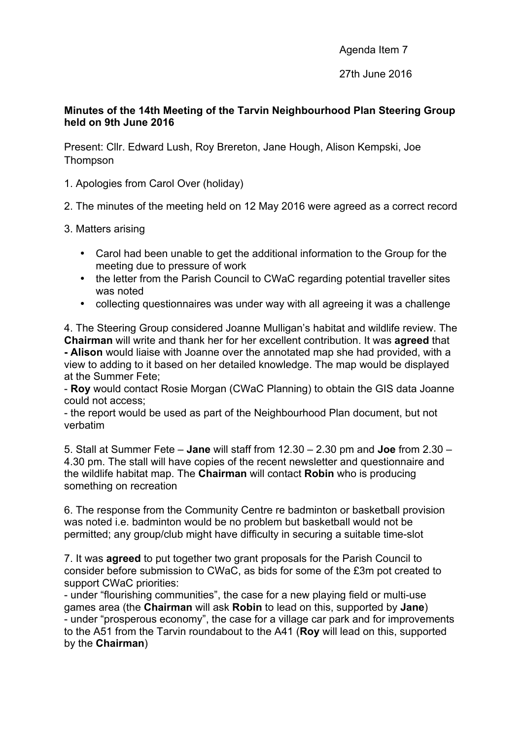Agenda Item 7

27th June 2016

**Minutes of the 14th Meeting of the Tarvin Neighbourhood Plan Steering Group held on 9th June 2016**

Present: Cllr. Edward Lush, Roy Brereton, Jane Hough, Alison Kempski, Joe Thompson

1. Apologies from Carol Over (holiday)

2. The minutes of the meeting held on 12 May 2016 were agreed as a correct record

3. Matters arising

- Carol had been unable to get the additional information to the Group for the meeting due to pressure of work
- the letter from the Parish Council to CWaC regarding potential traveller sites was noted
- collecting questionnaires was under way with all agreeing it was a challenge

4. The Steering Group considered Joanne Mulligan's habitat and wildlife review. The **Chairman** will write and thank her for her excellent contribution. It was **agreed** that
**- Alison** would liaise with Joanne over the annotated map she had provided, with a view to adding to it based on her detailed knowledge. The map would be displayed at the Summer Fete;
- **Roy** would contact Rosie Morgan (CWaC Planning) to obtain the GIS data Joanne could not access;
- the report would be used as part of the Neighbourhood Plan document, but not verbatim

5. Stall at Summer Fete – **Jane** will staff from 12.30 – 2.30 pm and **Joe** from 2.30 – 4.30 pm. The stall will have copies of the recent newsletter and questionnaire and the wildlife habitat map. The **Chairman** will contact **Robin** who is producing something on recreation

6. The response from the Community Centre re badminton or basketball provision was noted i.e. badminton would be no problem but basketball would not be permitted; any group/club might have difficulty in securing a suitable time-slot

7. It was **agreed** to put together two grant proposals for the Parish Council to consider before submission to CWaC, as bids for some of the £3m pot created to support CWaC priorities:
- under "flourishing communities", the case for a new playing field or multi-use games area (the **Chairman** will ask **Robin** to lead on this, supported by **Jane**)
- under "prosperous economy", the case for a village car park and for improvements to the A51 from the Tarvin roundabout to the A41 (**Roy** will lead on this, supported by the **Chairman**)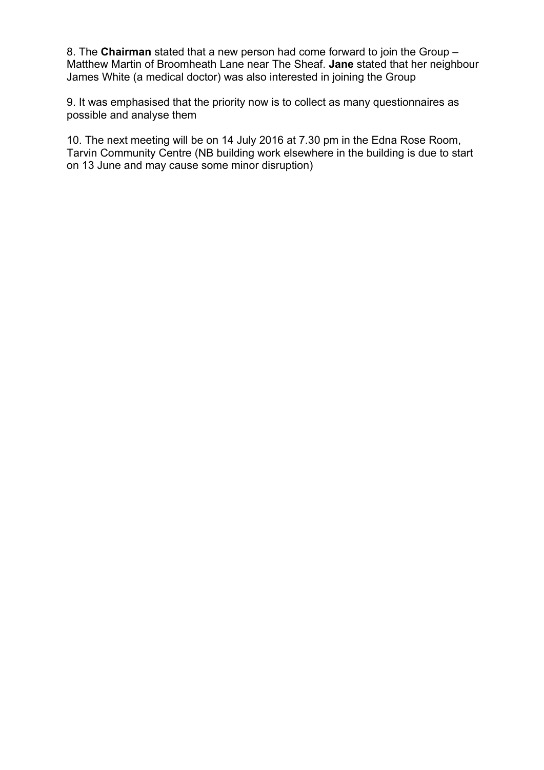8. The **Chairman** stated that a new person had come forward to join the Group – Matthew Martin of Broomheath Lane near The Sheaf. **Jane** stated that her neighbour James White (a medical doctor) was also interested in joining the Group

9. It was emphasised that the priority now is to collect as many questionnaires as possible and analyse them

10. The next meeting will be on 14 July 2016 at 7.30 pm in the Edna Rose Room, Tarvin Community Centre (NB building work elsewhere in the building is due to start on 13 June and may cause some minor disruption)